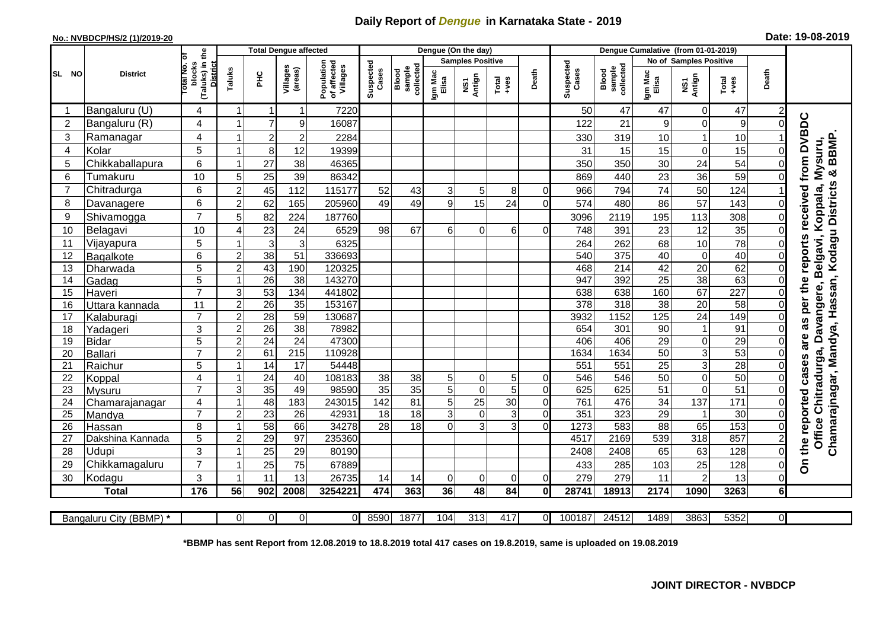# Daily Report of *Dengue* in Karnataka State - 2019

**No.: NVBDCP/HS/2 (1)/2019-20**

**Date: 19-08-2019**

| SL NO | District | Total No. of blocks (Taluks) in the District | Total Dengue affected | | | | Dengue (On the day) | | | | | | Dengue Cumalative (from 01-01-2019) | | | | | | |
|---|---|---|---|---|---|---|---|---|---|---|---|---|---|---|---|---|---|---|---|
| | | | Taluks | PHC | Villages (areas) | Population of affected Villages | Suspected Cases | Blood sample collected | Samples Positive | | | Death | Suspected Cases | Blood sample collected | No of Samples Positive | | | Death | |
| | | | | | | | | | Igm Mac Elisa | NS1 Antign | Total +ves | | | | Igm Mac Elisa | NS1 Antign | Total +ves | | |
| 1 | Bangaluru (U) | 4 | 1 | 1 | 1 | 7220 | | | | | | | 50 | 47 | 47 | 0 | 47 | 2 | On the reported cases are as per the reports received from DVBDC Office Chitradurga, Davangere, Belgavi, Koppala, Mysuru, Chamarajnagar, Mandya, Hassan, Kodagu Districts & BBMP. |
| 2 | Bangaluru (R) | 4 | 1 | 7 | 9 | 16087 | | | | | | | 122 | 21 | 9 | 0 | 9 | 0 | |
| 3 | Ramanagar | 4 | 1 | 2 | 2 | 2284 | | | | | | | 330 | 319 | 10 | 1 | 10 | 1 | |
| 4 | Kolar | 5 | 1 | 8 | 12 | 19399 | | | | | | | 31 | 15 | 15 | 0 | 15 | 0 | |
| 5 | Chikkaballapura | 6 | 1 | 27 | 38 | 46365 | | | | | | | 350 | 350 | 30 | 24 | 54 | 0 | |
| 6 | Tumakuru | 10 | 5 | 25 | 39 | 86342 | | | | | | | 869 | 440 | 23 | 36 | 59 | 0 | |
| 7 | Chitradurga | 6 | 2 | 45 | 112 | 115177 | 52 | 43 | 3 | 5 | 8 | 0 | 966 | 794 | 74 | 50 | 124 | 1 | |
| 8 | Davanagere | 6 | 2 | 62 | 165 | 205960 | 49 | 49 | 9 | 15 | 24 | 0 | 574 | 480 | 86 | 57 | 143 | 0 | |
| 9 | Shivamogga | 7 | 5 | 82 | 224 | 187760 | | | | | | | 3096 | 2119 | 195 | 113 | 308 | 0 | |
| 10 | Belagavi | 10 | 4 | 23 | 24 | 6529 | 98 | 67 | 6 | 0 | 6 | 0 | 748 | 391 | 23 | 12 | 35 | 0 | |
| 11 | Vijayapura | 5 | 1 | 3 | 3 | 6325 | | | | | | | 264 | 262 | 68 | 10 | 78 | 0 | |
| 12 | Bagalkote | 6 | 2 | 38 | 51 | 336693 | | | | | | | 540 | 375 | 40 | 0 | 40 | 0 | |
| 13 | Dharwada | 5 | 2 | 43 | 190 | 120325 | | | | | | | 468 | 214 | 42 | 20 | 62 | 0 | |
| 14 | Gadag | 5 | 1 | 26 | 38 | 143270 | | | | | | | 947 | 392 | 25 | 38 | 63 | 0 | |
| 15 | Haveri | 7 | 3 | 53 | 134 | 441802 | | | | | | | 638 | 638 | 160 | 67 | 227 | 0 | |
| 16 | Uttara kannada | 11 | 2 | 26 | 35 | 153167 | | | | | | | 378 | 318 | 38 | 20 | 58 | 0 | |
| 17 | Kalaburagi | 7 | 2 | 28 | 59 | 130687 | | | | | | | 3932 | 1152 | 125 | 24 | 149 | 0 | |
| 18 | Yadageri | 3 | 2 | 26 | 38 | 78982 | | | | | | | 654 | 301 | 90 | 1 | 91 | 0 | |
| 19 | Bidar | 5 | 2 | 24 | 24 | 47300 | | | | | | | 406 | 406 | 29 | 0 | 29 | 0 | |
| 20 | Ballari | 7 | 2 | 61 | 215 | 110928 | | | | | | | 1634 | 1634 | 50 | 3 | 53 | 0 | |
| 21 | Raichur | 5 | 1 | 14 | 17 | 54448 | | | | | | | 551 | 551 | 25 | 3 | 28 | 0 | |
| 22 | Koppal | 4 | 1 | 24 | 40 | 108183 | 38 | 38 | 5 | 0 | 5 | 0 | 546 | 546 | 50 | 0 | 50 | 0 | |
| 23 | Mysuru | 7 | 3 | 35 | 49 | 98590 | 35 | 35 | 5 | 0 | 5 | 0 | 625 | 625 | 51 | 0 | 51 | 0 | |
| 24 | Chamarajanagar | 4 | 1 | 48 | 183 | 243015 | 142 | 81 | 5 | 25 | 30 | 0 | 761 | 476 | 34 | 137 | 171 | 0 | |
| 25 | Mandya | 7 | 2 | 23 | 26 | 42931 | 18 | 18 | 3 | 0 | 3 | 0 | 351 | 323 | 29 | 1 | 30 | 0 | |
| 26 | Hassan | 8 | 1 | 58 | 66 | 34278 | 28 | 18 | 0 | 3 | 3 | 0 | 1273 | 583 | 88 | 65 | 153 | 0 | |
| 27 | Dakshina Kannada | 5 | 2 | 29 | 97 | 235360 | | | | | | | 4517 | 2169 | 539 | 318 | 857 | 2 | |
| 28 | Udupi | 3 | 1 | 25 | 29 | 80190 | | | | | | | 2408 | 2408 | 65 | 63 | 128 | 0 | |
| 29 | Chikkamagaluru | 7 | 1 | 25 | 75 | 67889 | | | | | | | 433 | 285 | 103 | 25 | 128 | 0 | |
| 30 | Kodagu | 3 | 1 | 11 | 13 | 26735 | 14 | 14 | 0 | 0 | 0 | 0 | 279 | 279 | 11 | 2 | 13 | 0 | |
| **Total** | | **176** | **56** | **902** | **2008** | **3254221** | **474** | **363** | **36** | **48** | **84** | **0** | **28741** | **18913** | **2174** | **1090** | **3263** | **6** | |
| Bangaluru City (BBMP) * | | | 0 | 0 | 0 | 0 | 8590 | 1877 | 104 | 313 | 417 | 0 | 100187 | 24512 | 1489 | 3863 | 5352 | 0 | |

**\*BBMP has sent Report from 12.08.2019 to 18.8.2019 total 417 cases on 19.8.2019, same is uploaded on 19.08.2019**

**JOINT DIRECTOR - NVBDCP**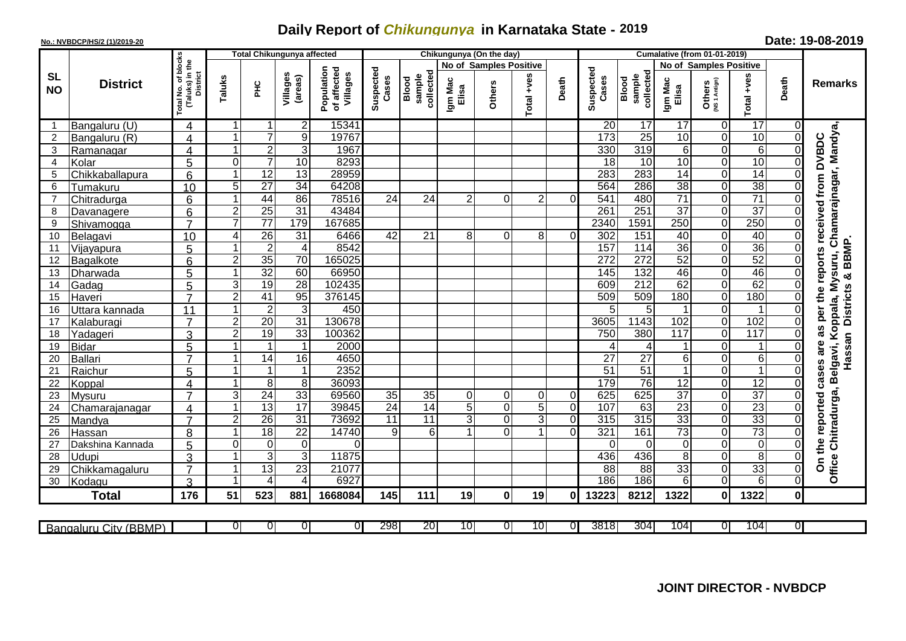# Daily Report of *Chikungunya* in Karnataka State - 2019

**No.: NVBDCP/HS/2 (1)/2019-20**

**Date: 19-08-2019**

| SL NO | District | Total No. of blocks (Taluks) in the District | Total Chikungunya affected | | | | Chikungunya (On the day) | | | | | | Cumalative (from 01-01-2019) | | | | | | Remarks |
|---|---|---|---|---|---|---|---|---|---|---|---|---|---|---|---|---|---|---|---|
| | | | Taluks | PHC | Villages (areas) | Population of affected Villages | Suspected Cases | Blood sample collected | No of Samples Positive | | | Death | Suspected Cases | Blood sample collected | No of Samples Positive | | | Death | |
| | | | | | | | | | Igm Mac Elisa | Others | Total +ves | | | | Igm Mac Elisa | Others (NS 1 Antign) | Total +ves | | |
| 1 | Bangaluru (U) | 4 | 1 | 1 | 2 | 15341 | | | | | | | 20 | 17 | 17 | 0 | 17 | 0 | On the reported cases are as per the reports received from DVBDC Office Chitradurga, Belgavi, Koppala, Mysuru, Chamarajnagar, Mandya, Hassan Districts & BBMP. |
| 2 | Bangaluru (R) | 4 | 1 | 7 | 9 | 19767 | | | | | | | 173 | 25 | 10 | 0 | 10 | 0 | |
| 3 | Ramanagar | 4 | 1 | 2 | 3 | 1967 | | | | | | | 330 | 319 | 6 | 0 | 6 | 0 | |
| 4 | Kolar | 5 | 0 | 7 | 10 | 8293 | | | | | | | 18 | 10 | 10 | 0 | 10 | 0 | |
| 5 | Chikkaballapura | 6 | 1 | 12 | 13 | 28959 | | | | | | | 283 | 283 | 14 | 0 | 14 | 0 | |
| 6 | Tumakuru | 10 | 5 | 27 | 34 | 64208 | | | | | | | 564 | 286 | 38 | 0 | 38 | 0 | |
| 7 | Chitradurga | 6 | 1 | 44 | 86 | 78516 | 24 | 24 | 2 | 0 | 2 | 0 | 541 | 480 | 71 | 0 | 71 | 0 | |
| 8 | Davanagere | 6 | 2 | 25 | 31 | 43484 | | | | | | | 261 | 251 | 37 | 0 | 37 | 0 | |
| 9 | Shivamogga | 7 | 7 | 77 | 179 | 167685 | | | | | | | 2340 | 1591 | 250 | 0 | 250 | 0 | |
| 10 | Belagavi | 10 | 4 | 26 | 31 | 6466 | 42 | 21 | 8 | 0 | 8 | 0 | 302 | 151 | 40 | 0 | 40 | 0 | |
| 11 | Vijayapura | 5 | 1 | 2 | 4 | 8542 | | | | | | | 157 | 114 | 36 | 0 | 36 | 0 | |
| 12 | Bagalkote | 6 | 2 | 35 | 70 | 165025 | | | | | | | 272 | 272 | 52 | 0 | 52 | 0 | |
| 13 | Dharwada | 5 | 1 | 32 | 60 | 66950 | | | | | | | 145 | 132 | 46 | 0 | 46 | 0 | |
| 14 | Gadag | 5 | 3 | 19 | 28 | 102435 | | | | | | | 609 | 212 | 62 | 0 | 62 | 0 | |
| 15 | Haveri | 7 | 2 | 41 | 95 | 376145 | | | | | | | 509 | 509 | 180 | 0 | 180 | 0 | |
| 16 | Uttara kannada | 11 | 1 | 2 | 3 | 450 | | | | | | | 5 | 5 | 1 | 0 | 1 | 0 | |
| 17 | Kalaburagi | 7 | 2 | 20 | 31 | 130678 | | | | | | | 3605 | 1143 | 102 | 0 | 102 | 0 | |
| 18 | Yadageri | 3 | 2 | 19 | 33 | 100362 | | | | | | | 750 | 380 | 117 | 0 | 117 | 0 | |
| 19 | Bidar | 5 | 1 | 1 | 1 | 2000 | | | | | | | 4 | 4 | 1 | 0 | 1 | 0 | |
| 20 | Ballari | 7 | 1 | 14 | 16 | 4650 | | | | | | | 27 | 27 | 6 | 0 | 6 | 0 | |
| 21 | Raichur | 5 | 1 | 1 | 1 | 2352 | | | | | | | 51 | 51 | 1 | 0 | 1 | 0 | |
| 22 | Koppal | 4 | 1 | 8 | 8 | 36093 | | | | | | | 179 | 76 | 12 | 0 | 12 | 0 | |
| 23 | Mysuru | 7 | 3 | 24 | 33 | 69560 | 35 | 35 | 0 | 0 | 0 | 0 | 625 | 625 | 37 | 0 | 37 | 0 | |
| 24 | Chamarajanagar | 4 | 1 | 13 | 17 | 39845 | 24 | 14 | 5 | 0 | 5 | 0 | 107 | 63 | 23 | 0 | 23 | 0 | |
| 25 | Mandya | 7 | 2 | 26 | 31 | 73692 | 11 | 11 | 3 | 0 | 3 | 0 | 315 | 315 | 33 | 0 | 33 | 0 | |
| 26 | Hassan | 8 | 1 | 18 | 22 | 14740 | 9 | 6 | 1 | 0 | 1 | 0 | 321 | 161 | 73 | 0 | 73 | 0 | |
| 27 | Dakshina Kannada | 5 | 0 | 0 | 0 | 0 | | | | | | | 0 | 0 | 0 | 0 | 0 | 0 | |
| 28 | Udupi | 3 | 1 | 3 | 3 | 11875 | | | | | | | 436 | 436 | 8 | 0 | 8 | 0 | |
| 29 | Chikkamagaluru | 7 | 1 | 13 | 23 | 21077 | | | | | | | 88 | 88 | 33 | 0 | 33 | 0 | |
| 30 | Kodagu | 3 | 1 | 4 | 4 | 6927 | | | | | | | 186 | 186 | 6 | 0 | 6 | 0 | |
| **Total** | | **176** | **51** | **523** | **881** | **1668084** | **145** | **111** | **19** | **0** | **19** | **0** | **13223** | **8212** | **1322** | **0** | **1322** | **0** | |

| | | | | | | | | | | | | | | | | | | | |
|---|---|---|---|---|---|---|---|---|---|---|---|---|---|---|---|---|---|---|---|
| Bangaluru City (BBMP) | | | 0 | 0 | 0 | 0 | 298 | 20 | 10 | 0 | 10 | 0 | 3818 | 304 | 104 | 0 | 104 | 0 | |

**JOINT DIRECTOR - NVBDCP**